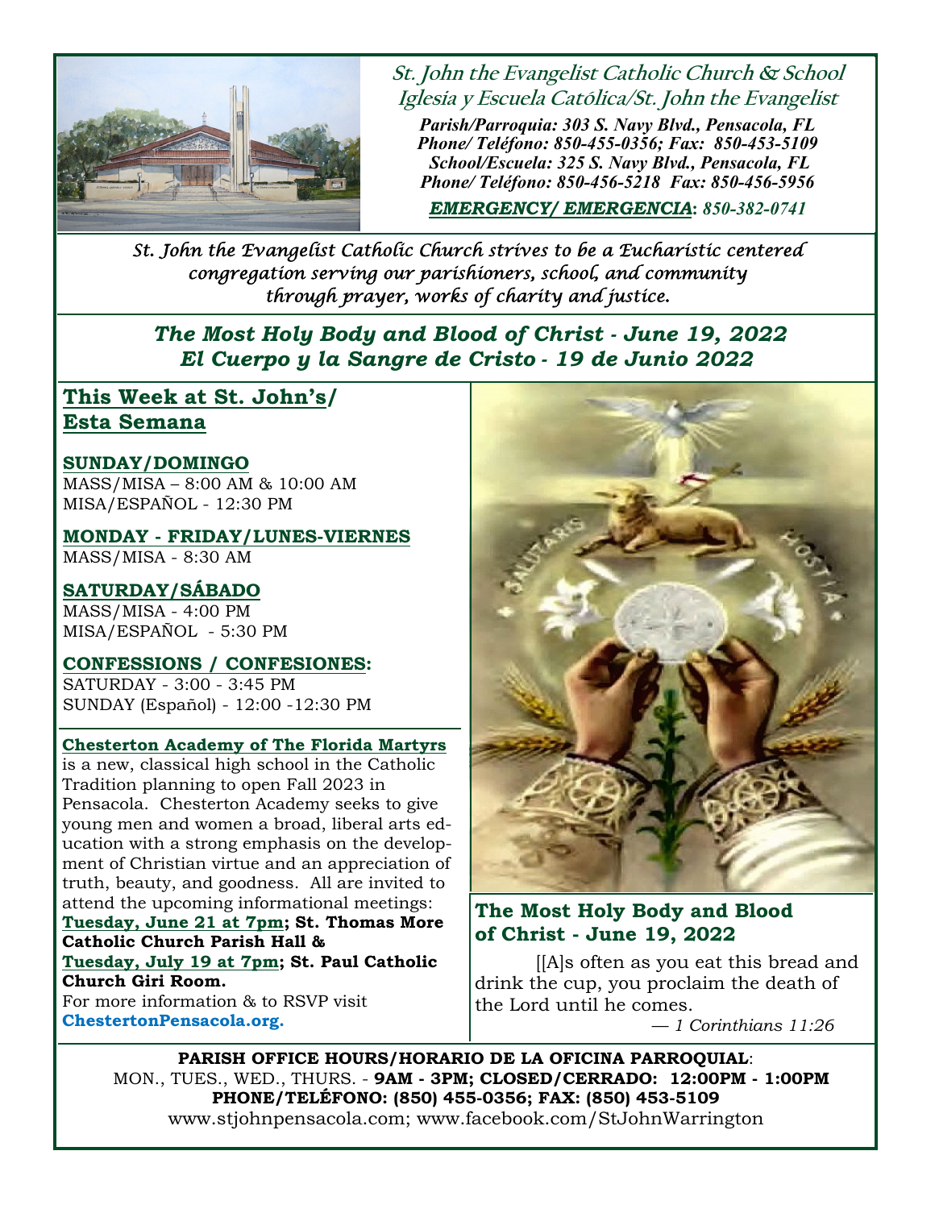# St. John the Evangelist Catholic Church & School
## Iglesia y Escuela Católica/St. John the Evangelist

*Parish/Parroquia: 303 S. Navy Blvd., Pensacola, FL*
*Phone/ Teléfono: 850-455-0356; Fax: 850-453-5109*
*School/Escuela: 325 S. Navy Blvd., Pensacola, FL*
*Phone/ Teléfono: 850-456-5218 Fax: 850-456-5956*

***EMERGENCY/ EMERGENCIA: 850-382-0741***

*St. John the Evangelist Catholic Church strives to be a Eucharistic centered congregation serving our parishioners, school, and community through prayer, works of charity and justice.*

## *The Most Holy Body and Blood of Christ - June 19, 2022*
## *El Cuerpo y la Sangre de Cristo - 19 de Junio 2022*

## This Week at St. John's/ Esta Semana

**SUNDAY/DOMINGO**
MASS/MISA – 8:00 AM & 10:00 AM
MISA/ESPAÑOL - 12:30 PM

**MONDAY - FRIDAY/LUNES-VIERNES**
MASS/MISA - 8:30 AM

**SATURDAY/SÁBADO**
MASS/MISA - 4:00 PM
MISA/ESPAÑOL - 5:30 PM

**CONFESSIONS / CONFESIONES:**
SATURDAY - 3:00 - 3:45 PM
SUNDAY (Español) - 12:00 -12:30 PM

**Chesterton Academy of The Florida Martyrs** is a new, classical high school in the Catholic Tradition planning to open Fall 2023 in Pensacola. Chesterton Academy seeks to give young men and women a broad, liberal arts education with a strong emphasis on the development of Christian virtue and an appreciation of truth, beauty, and goodness. All are invited to attend the upcoming informational meetings: **Tuesday, June 21 at 7pm; St. Thomas More Catholic Church Parish Hall & Tuesday, July 19 at 7pm; St. Paul Catholic Church Giri Room.**
For more information & to RSVP visit **ChestertonPensacola.org.**

## The Most Holy Body and Blood of Christ - June 19, 2022

[A]s often as you eat this bread and drink the cup, you proclaim the death of the Lord until he comes.

*— 1 Corinthians 11:26*

**PARISH OFFICE HOURS/HORARIO DE LA OFICINA PARROQUIAL**:
MON., TUES., WED., THURS. - **9AM - 3PM; CLOSED/CERRADO: 12:00PM - 1:00PM**
**PHONE/TELÉFONO: (850) 455-0356; FAX: (850) 453-5109**
www.stjohnpensacola.com; www.facebook.com/StJohnWarrington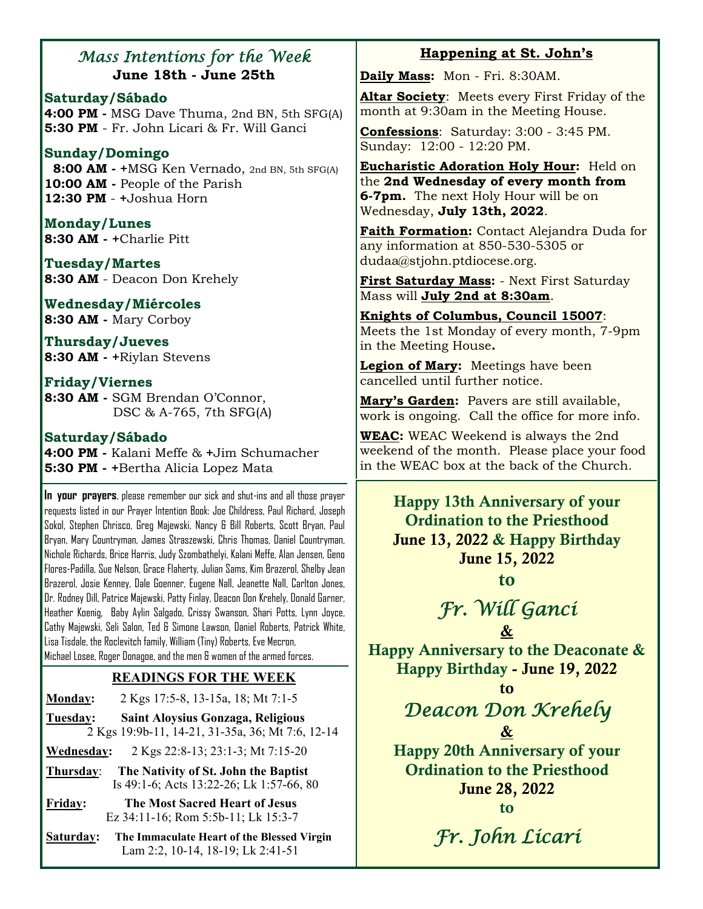## *Mass Intentions for the Week*

**June 18th - June 25th**

**Saturday/Sábado**

**4:00 PM -** MSG Dave Thuma, 2nd BN, 5th SFG(A)
**5:30 PM** - Fr. John Licari & Fr. Will Ganci

**Sunday/Domingo**

**8:00 AM -** +MSG Ken Vernado, 2nd BN, 5th SFG(A)
**10:00 AM -** People of the Parish
**12:30 PM** - +Joshua Horn

**Monday/Lunes**

**8:30 AM -** +Charlie Pitt

**Tuesday/Martes**

**8:30 AM** - Deacon Don Krehely

**Wednesday/Miércoles**

**8:30 AM -** Mary Corboy

**Thursday/Jueves**

**8:30 AM -** +Riylan Stevens

**Friday/Viernes**

**8:30 AM -** SGM Brendan O'Connor, DSC & A-765, 7th SFG(A)

**Saturday/Sábado**

**4:00 PM -** Kalani Meffe & +Jim Schumacher
**5:30 PM -** +Bertha Alicia Lopez Mata

**In your prayers**, please remember our sick and shut-ins and all those prayer requests listed in our Prayer Intention Book: Joe Childress, Paul Richard, Joseph Sokol, Stephen Chrisco, Greg Majewski, Nancy & Bill Roberts, Scott Bryan, Paul Bryan, Mary Countryman, James Straszewski, Chris Thomas, Daniel Countryman, Nichole Richards, Brice Harris, Judy Szombathelyi, Kalani Meffe, Alan Jensen, Geno Flores-Padilla, Sue Nelson, Grace Flaherty, Julian Sams, Kim Brazerol, Shelby Jean Brazerol, Josie Kenney, Dale Goenner, Eugene Nall, Jeanette Nall, Carlton Jones, Dr. Rodney Dill, Patrice Majewski, Patty Finlay, Deacon Don Krehely, Donald Garner, Heather Koenig, Baby Aylin Salgado, Crissy Swanson, Shari Potts, Lynn Joyce, Cathy Majewski, Seli Salon, Ted & Simone Lawson, Daniel Roberts, Patrick White, Lisa Tisdale, the Roclevitch family, William (Tiny) Roberts, Eve Mecron, Michael Losee, Roger Donagoe, and the men & women of the armed forces.

## READINGS FOR THE WEEK

**Monday:** 2 Kgs 17:5-8, 13-15a, 18; Mt 7:1-5

**Tuesday:** **Saint Aloysius Gonzaga, Religious**
2 Kgs 19:9b-11, 14-21, 31-35a, 36; Mt 7:6, 12-14

**Wednesday:** 2 Kgs 22:8-13; 23:1-3; Mt 7:15-20

**Thursday:** **The Nativity of St. John the Baptist**
Is 49:1-6; Acts 13:22-26; Lk 1:57-66, 80

**Friday:** **The Most Sacred Heart of Jesus**
Ez 34:11-16; Rom 5:5b-11; Lk 15:3-7

**Saturday:** **The Immaculate Heart of the Blessed Virgin**
Lam 2:2, 10-14, 18-19; Lk 2:41-51

## Happening at St. John's

**Daily Mass:** Mon - Fri. 8:30AM.

**Altar Society**: Meets every First Friday of the month at 9:30am in the Meeting House.

**Confessions**: Saturday: 3:00 - 3:45 PM. Sunday: 12:00 - 12:20 PM.

**Eucharistic Adoration Holy Hour:** Held on the **2nd Wednesday of every month from 6-7pm.** The next Holy Hour will be on Wednesday, **July 13th, 2022**.

**Faith Formation:** Contact Alejandra Duda for any information at 850-530-5305 or dudaa@stjohn.ptdiocese.org.

**First Saturday Mass:** - Next First Saturday Mass will **July 2nd at 8:30am**.

**Knights of Columbus, Council 15007**: Meets the 1st Monday of every month, 7-9pm in the Meeting House**.**

**Legion of Mary:** Meetings have been cancelled until further notice.

**Mary's Garden:** Pavers are still available, work is ongoing. Call the office for more info.

**WEAC:** WEAC Weekend is always the 2nd weekend of the month. Please place your food in the WEAC box at the back of the Church.

**Happy 13th Anniversary of your Ordination to the Priesthood**
**June 13, 2022 & Happy Birthday**
**June 15, 2022**
**to**

*Fr. Will Ganci*

**&**

**Happy Anniversary to the Deaconate & Happy Birthday - June 19, 2022**
**to**

*Deacon Don Krehely*

**&**

**Happy 20th Anniversary of your Ordination to the Priesthood**
**June 28, 2022**
**to**

*Fr. John Licari*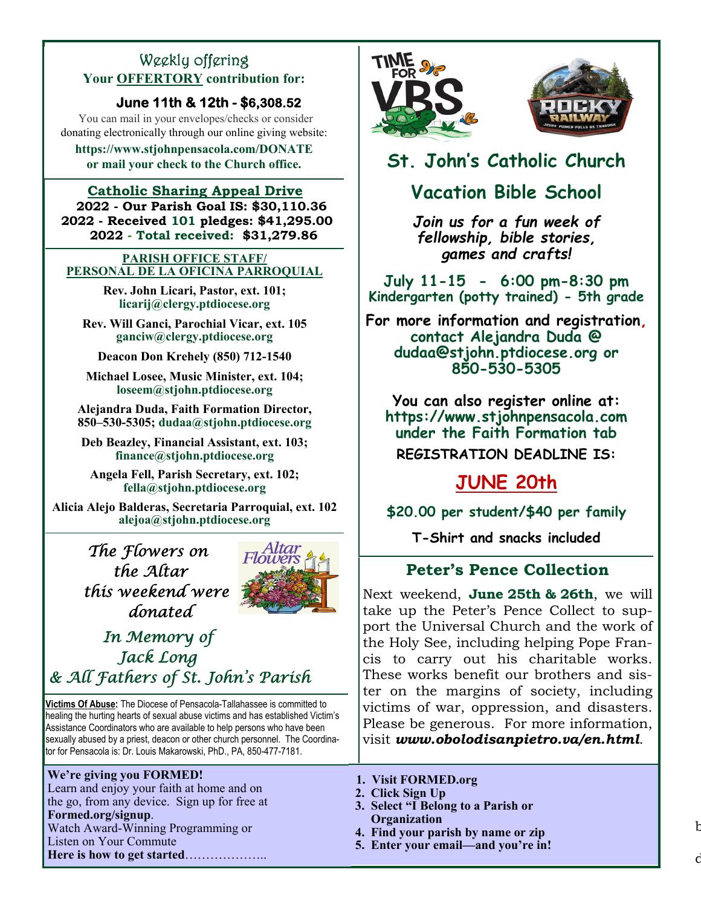## Weekly offering

**Your OFFERTORY contribution for:**

**June 11th & 12th - $6,308.52**

You can mail in your envelopes/checks or consider donating electronically through our online giving website:

**https://www.stjohnpensacola.com/DONATE or mail your check to the Church office.**

## Catholic Sharing Appeal Drive

**2022 - Our Parish Goal IS: $30,110.36**
**2022 - Received 101 pledges: $41,295.00**
**2022 - Total received: $31,279.86**

## PARISH OFFICE STAFF/ PERSONAL DE LA OFICINA PARROQUIAL

**Rev. John Licari, Pastor, ext. 101;**
**licarij@clergy.ptdiocese.org**

**Rev. Will Ganci, Parochial Vicar, ext. 105**
**ganciw@clergy.ptdiocese.org**

**Deacon Don Krehely (850) 712-1540**

**Michael Losee, Music Minister, ext. 104;**
**loseem@stjohn.ptdiocese.org**

**Alejandra Duda, Faith Formation Director, 850–530-5305; dudaa@stjohn.ptdiocese.org**

**Deb Beazley, Financial Assistant, ext. 103;**
**finance@stjohn.ptdiocese.org**

**Angela Fell, Parish Secretary, ext. 102;**
**fella@stjohn.ptdiocese.org**

**Alicia Alejo Balderas, Secretaria Parroquial, ext. 102**
**alejoa@stjohn.ptdiocese.org**

*The Flowers on the Altar this weekend were donated*

*In Memory of Jack Long & All Fathers of St. John's Parish*

**Victims Of Abuse:** The Diocese of Pensacola-Tallahassee is committed to healing the hurting hearts of sexual abuse victims and has established Victim's Assistance Coordinators who are available to help persons who have been sexually abused by a priest, deacon or other church personnel. The Coordinator for Pensacola is: Dr. Louis Makarowski, PhD., PA, 850-477-7181.

**We're giving you FORMED!**
Learn and enjoy your faith at home and on the go, from any device. Sign up for free at **Formed.org/signup**.
Watch Award-Winning Programming or Listen on Your Commute
**Here is how to get started**………………..

1. **Visit FORMED.org**
2. **Click Sign Up**
3. **Select "I Belong to a Parish or Organization**
4. **Find your parish by name or zip**
5. **Enter your email—and you're in!**

## St. John's Catholic Church Vacation Bible School

***Join us for a fun week of fellowship, bible stories, games and crafts!***

**July 11-15 - 6:00 pm-8:30 pm**
**Kindergarten (potty trained) - 5th grade**

**For more information and registration, contact Alejandra Duda @ dudaa@stjohn.ptdiocese.org or 850-530-5305**

**You can also register online at: https://www.stjohnpensacola.com under the Faith Formation tab**

**REGISTRATION DEADLINE IS:**

**JUNE 20th**

**$20.00 per student/$40 per family**

**T-Shirt and snacks included**

## Peter's Pence Collection

Next weekend, **June 25th & 26th**, we will take up the Peter's Pence Collect to support the Universal Church and the work of the Holy See, including helping Pope Francis to carry out his charitable works. These works benefit our brothers and sister on the margins of society, including victims of war, oppression, and disasters. Please be generous. For more information, visit ***www.obolodisanpietro.va/en.html***.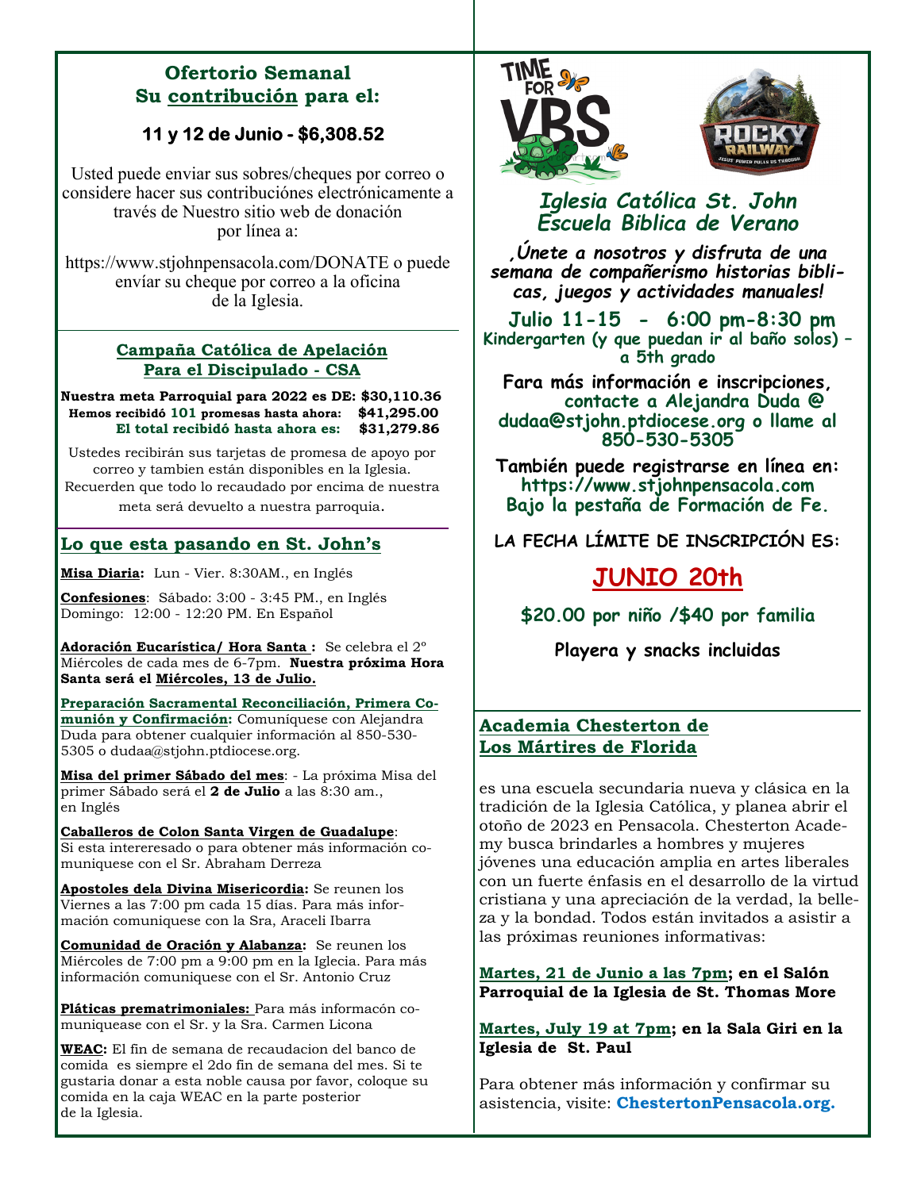## Ofertorio Semanal
## Su contribución para el:

### 11 y 12 de Junio - $6,308.52

Usted puede enviar sus sobres/cheques por correo o considere hacer sus contribuciónes electrónicamente a través de Nuestro sitio web de donación por línea a:

https://www.stjohnpensacola.com/DONATE o puede envíar su cheque por correo a la oficina de la Iglesia.

### Campaña Católica de Apelación Para el Discipulado - CSA

| | |
|---|---|
| **Nuestra meta Parroquial para 2022 es DE:** | **$30,110.36** |
| **Hemos recibidó 101 promesas hasta ahora:** | **$41,295.00** |
| **El total recibidó hasta ahora es:** | **$31,279.86** |

Ustedes recibirán sus tarjetas de promesa de apoyo por correo y tambien estan disponibles en la Iglesia. Recuerden que todo lo recaudado por encima de nuestra meta será devuelto a nuestra parroquia.

## Lo que esta pasando en St. John's

**Misa Diaria:** Lun - Vier. 8:30AM., en Inglés

**Confesiones**: Sábado: 3:00 - 3:45 PM., en Inglés
Domingo: 12:00 - 12:20 PM. En Español

**Adoración Eucarística/ Hora Santa :** Se celebra el 2º Miércoles de cada mes de 6-7pm. **Nuestra próxima Hora Santa será el Miércoles, 13 de Julio.**

**Preparación Sacramental Reconciliación, Primera Comunión y Confirmación:** Comuníquese con Alejandra Duda para obtener cualquier información al 850-530-5305 o dudaa@stjohn.ptdiocese.org.

**Misa del primer Sábado del mes**: - La próxima Misa del primer Sábado será el **2 de Julio** a las 8:30 am., en Inglés

**Caballeros de Colon Santa Virgen de Guadalupe**: Si esta intereresado o para obtener más información comuniquese con el Sr. Abraham Derreza

**Apostoles dela Divina Misericordia:** Se reunen los Viernes a las 7:00 pm cada 15 días. Para más información comuniquese con la Sra, Araceli Ibarra

**Comunidad de Oración y Alabanza:** Se reunen los Miércoles de 7:00 pm a 9:00 pm en la Iglecia. Para más información comuniquese con el Sr. Antonio Cruz

**Pláticas prematrimoniales:** Para más informacón comuniquease con el Sr. y la Sra. Carmen Licona

**WEAC:** El fin de semana de recaudacion del banco de comida es siempre el 2do fin de semana del mes. Si te gustaria donar a esta noble causa por favor, coloque su comida en la caja WEAC en la parte posterior de la Iglesia.

## Iglesia Católica St. John Escuela Biblica de Verano

***,Únete a nosotros y disfruta de una semana de compañerismo historias biblicas, juegos y actividades manuales!***

**Julio 11-15 - 6:00 pm-8:30 pm**
**Kindergarten (y que puedan ir al baño solos) – a 5th grado**

**Fara más información e inscripciones, contacte a Alejandra Duda @ dudaa@stjohn.ptdiocese.org o llame al 850-530-5305**

**También puede registrarse en línea en: https://www.stjohnpensacola.com Bajo la pestaña de Formación de Fe.**

**LA FECHA LÍMITE DE INSCRIPCIÓN ES:**

## JUNIO 20th

**$20.00 por niño /$40 por familia**

**Playera y snacks incluidas**

## Academia Chesterton de Los Mártires de Florida

es una escuela secundaria nueva y clásica en la tradición de la Iglesia Católica, y planea abrir el otoño de 2023 en Pensacola. Chesterton Academy busca brindarles a hombres y mujeres jóvenes una educación amplia en artes liberales con un fuerte énfasis en el desarrollo de la virtud cristiana y una apreciación de la verdad, la belleza y la bondad. Todos están invitados a asistir a las próximas reuniones informativas:

**Martes, 21 de Junio a las 7pm; en el Salón Parroquial de la Iglesia de St. Thomas More**

**Martes, July 19 at 7pm; en la Sala Giri en la Iglesia de St. Paul**

Para obtener más información y confirmar su asistencia, visite: **ChestertonPensacola.org.**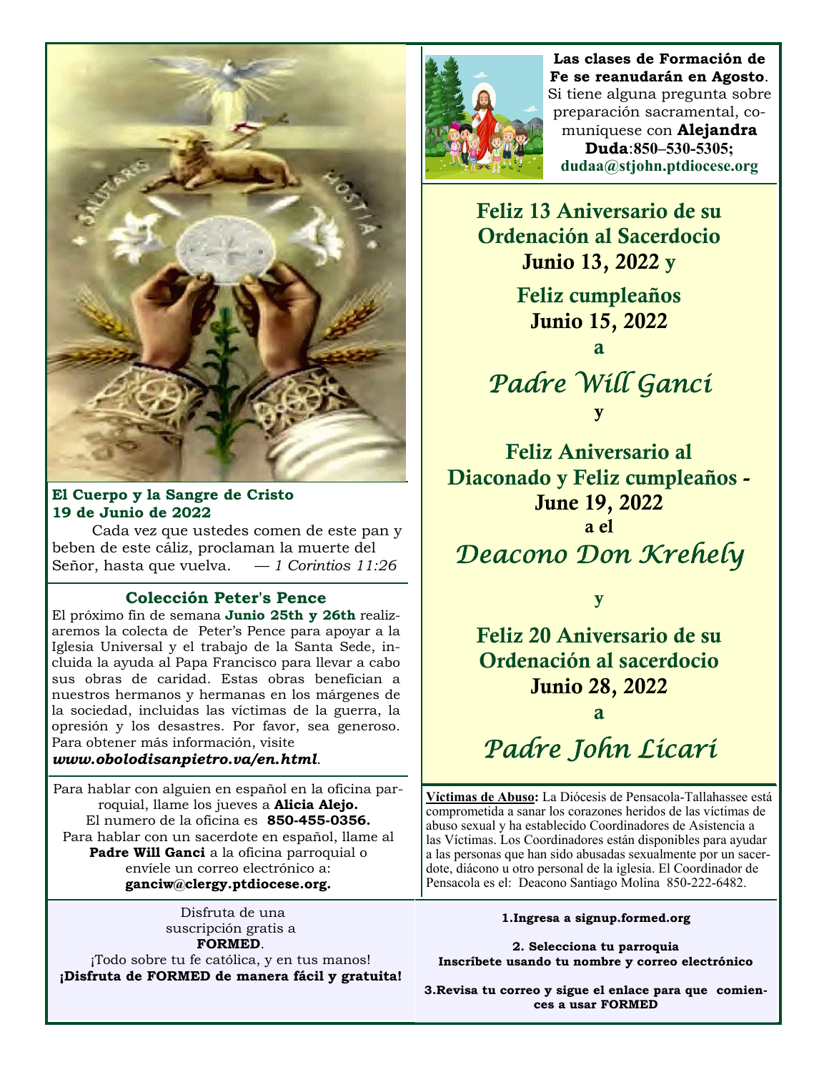**El Cuerpo y la Sangre de Cristo**
**19 de Junio de 2022**

Cada vez que ustedes comen de este pan y beben de este cáliz, proclaman la muerte del Señor, hasta que vuelva. — *1 Corintios 11:26*

### Colección Peter's Pence

El próximo fin de semana **Junio 25th y 26th** realizaremos la colecta de Peter's Pence para apoyar a la Iglesia Universal y el trabajo de la Santa Sede, incluida la ayuda al Papa Francisco para llevar a cabo sus obras de caridad. Estas obras benefician a nuestros hermanos y hermanas en los márgenes de la sociedad, incluidas las víctimas de la guerra, la opresión y los desastres. Por favor, sea generoso. Para obtener más información, visite ***www.obolodisanpietro.va/en.html***.

Para hablar con alguien en español en la oficina parroquial, llame los jueves a **Alicia Alejo.** El numero de la oficina es **850-455-0356.** Para hablar con un sacerdote en español, llame al **Padre Will Ganci** a la oficina parroquial o envíele un correo electrónico a: **ganciw@clergy.ptdiocese.org.**

Disfruta de una suscripción gratis a **FORMED**.
¡Todo sobre tu fe católica, y en tus manos!
**¡Disfruta de FORMED de manera fácil y gratuita!**

**Las clases de Formación de Fe se reanudarán en Agosto**. Si tiene alguna pregunta sobre preparación sacramental, comuníquese con **Alejandra Duda**:**850–530-5305; dudaa@stjohn.ptdiocese.org**

**Feliz 13 Aniversario de su Ordenación al Sacerdocio**
**Junio 13, 2022 y**
**Feliz cumpleaños**
**Junio 15, 2022**
**a**
*Padre Will Ganci*
**y**
**Feliz Aniversario al Diaconado y Feliz cumpleaños -**
**June 19, 2022**
**a el**
*Deacono Don Krehely*
**y**
**Feliz 20 Aniversario de su Ordenación al sacerdocio**
**Junio 28, 2022**
**a**
*Padre John Licari*

**Víctimas de Abuso:** La Diócesis de Pensacola-Tallahassee está comprometida a sanar los corazones heridos de las víctimas de abuso sexual y ha establecido Coordinadores de Asistencia a las Víctimas. Los Coordinadores están disponibles para ayudar a las personas que han sido abusadas sexualmente por un sacerdote, diácono u otro personal de la iglesia. El Coordinador de Pensacola es el: Deacono Santiago Molina 850-222-6482.

**1.Ingresa a signup.formed.org**

**2. Selecciona tu parroquia**
**Inscríbete usando tu nombre y correo electrónico**

**3.Revisa tu correo y sigue el enlace para que comiences a usar FORMED**